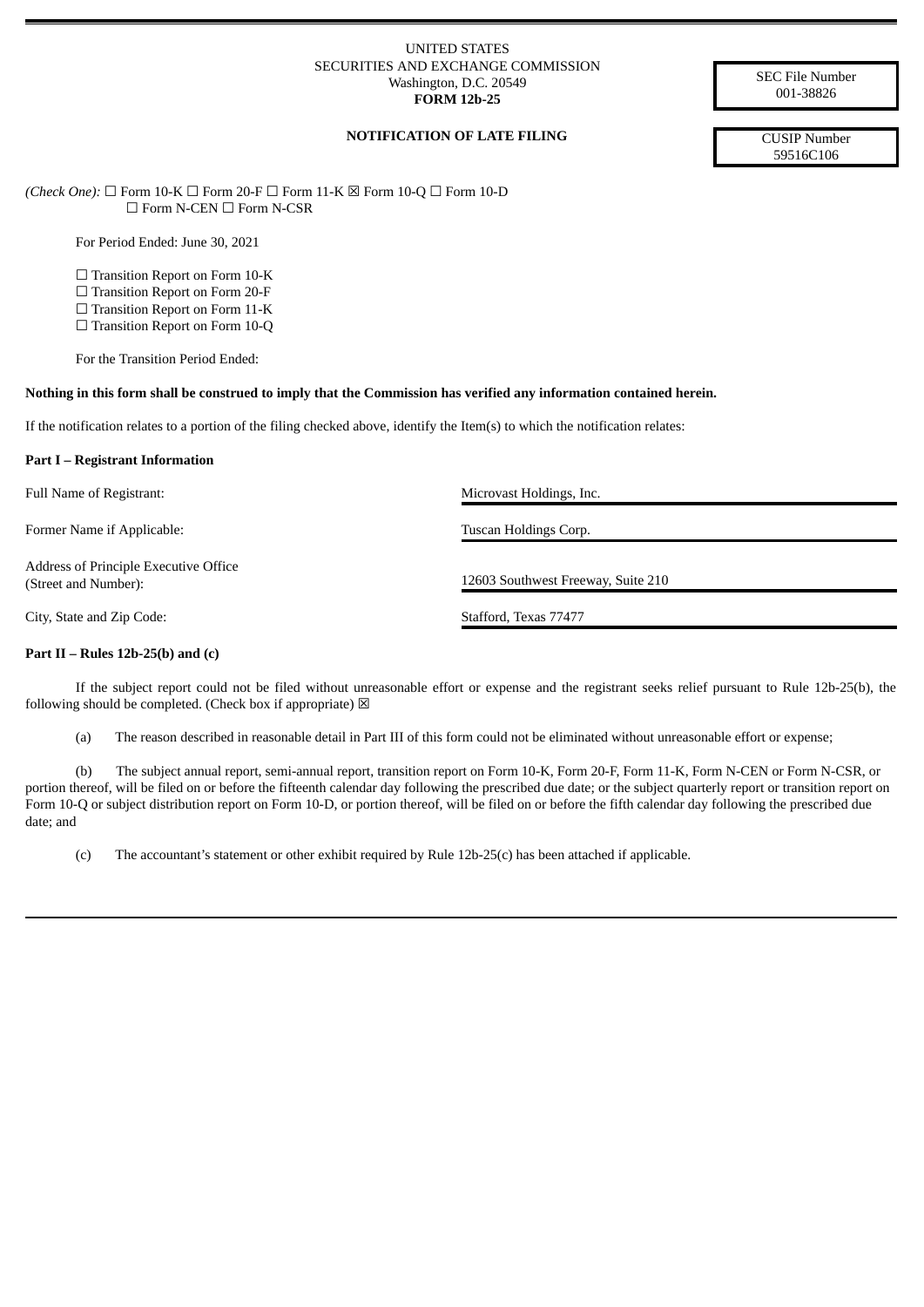UNITED STATES
SECURITIES AND EXCHANGE COMMISSION
Washington, D.C. 20549
**FORM 12b-25**

SEC File Number
001-38826

**NOTIFICATION OF LATE FILING**

CUSIP Number
59516C106

*(Check One):* ☐ Form 10-K ☐ Form 20-F ☐ Form 11-K ☒ Form 10-Q ☐ Form 10-D
☐ Form N-CEN ☐ Form N-CSR

For Period Ended: June 30, 2021

☐ Transition Report on Form 10-K
☐ Transition Report on Form 20-F
☐ Transition Report on Form 11-K
☐ Transition Report on Form 10-Q

For the Transition Period Ended:

**Nothing in this form shall be construed to imply that the Commission has verified any information contained herein.**

If the notification relates to a portion of the filing checked above, identify the Item(s) to which the notification relates:

**Part I – Registrant Information**

| | |
|---|---|
| Full Name of Registrant: | Microvast Holdings, Inc. |
| Former Name if Applicable: | Tuscan Holdings Corp. |
| Address of Principle Executive Office (Street and Number): | 12603 Southwest Freeway, Suite 210 |
| City, State and Zip Code: | Stafford, Texas 77477 |

**Part II – Rules 12b-25(b) and (c)**

If the subject report could not be filed without unreasonable effort or expense and the registrant seeks relief pursuant to Rule 12b-25(b), the following should be completed. (Check box if appropriate) ☒

(a) The reason described in reasonable detail in Part III of this form could not be eliminated without unreasonable effort or expense;

(b) The subject annual report, semi-annual report, transition report on Form 10-K, Form 20-F, Form 11-K, Form N-CEN or Form N-CSR, or portion thereof, will be filed on or before the fifteenth calendar day following the prescribed due date; or the subject quarterly report or transition report on Form 10-Q or subject distribution report on Form 10-D, or portion thereof, will be filed on or before the fifth calendar day following the prescribed due date; and

(c) The accountant's statement or other exhibit required by Rule 12b-25(c) has been attached if applicable.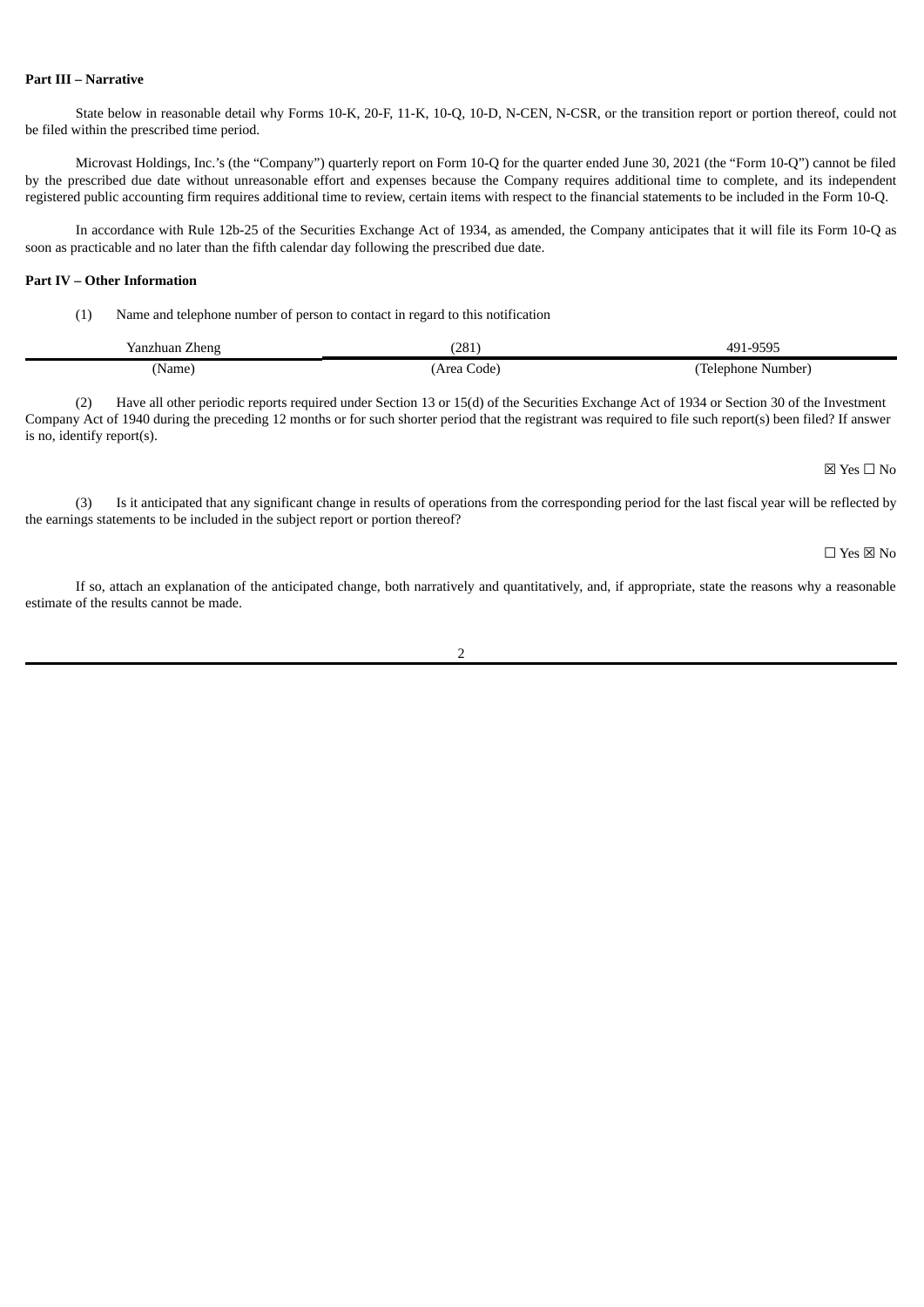**Part III – Narrative**

State below in reasonable detail why Forms 10-K, 20-F, 11-K, 10-Q, 10-D, N-CEN, N-CSR, or the transition report or portion thereof, could not be filed within the prescribed time period.

Microvast Holdings, Inc.'s (the "Company") quarterly report on Form 10-Q for the quarter ended June 30, 2021 (the "Form 10-Q") cannot be filed by the prescribed due date without unreasonable effort and expenses because the Company requires additional time to complete, and its independent registered public accounting firm requires additional time to review, certain items with respect to the financial statements to be included in the Form 10-Q.

In accordance with Rule 12b-25 of the Securities Exchange Act of 1934, as amended, the Company anticipates that it will file its Form 10-Q as soon as practicable and no later than the fifth calendar day following the prescribed due date.

**Part IV – Other Information**

(1) Name and telephone number of person to contact in regard to this notification

| Yanzhuan Zheng | (281) | 491-9595 |
|---|---|---|
| (Name) | (Area Code) | (Telephone Number) |

(2) Have all other periodic reports required under Section 13 or 15(d) of the Securities Exchange Act of 1934 or Section 30 of the Investment Company Act of 1940 during the preceding 12 months or for such shorter period that the registrant was required to file such report(s) been filed? If answer is no, identify report(s).

☒ Yes ☐ No

(3) Is it anticipated that any significant change in results of operations from the corresponding period for the last fiscal year will be reflected by the earnings statements to be included in the subject report or portion thereof?

☐ Yes ☒ No

If so, attach an explanation of the anticipated change, both narratively and quantitatively, and, if appropriate, state the reasons why a reasonable estimate of the results cannot be made.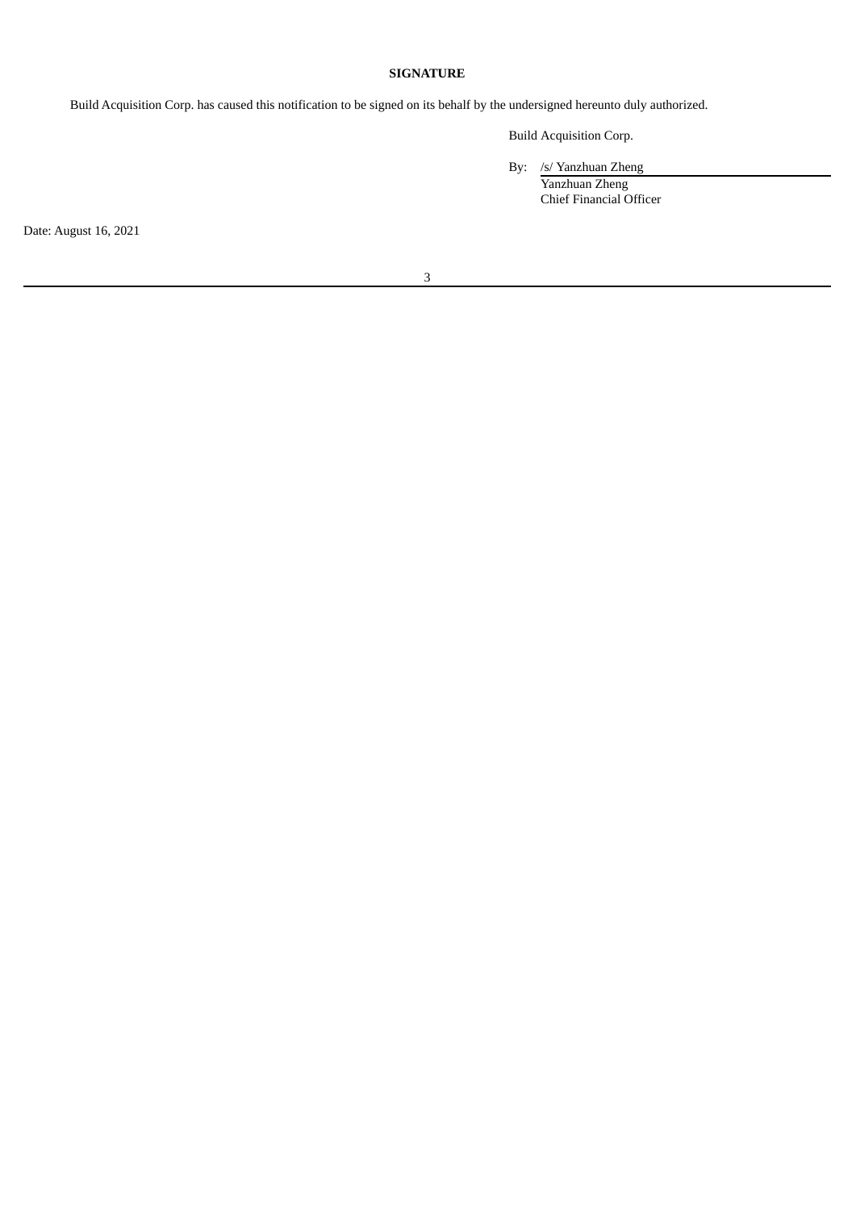**SIGNATURE**

Build Acquisition Corp. has caused this notification to be signed on its behalf by the undersigned hereunto duly authorized.

Build Acquisition Corp.

By: /s/ Yanzhuan Zheng
Yanzhuan Zheng
Chief Financial Officer

Date: August 16, 2021